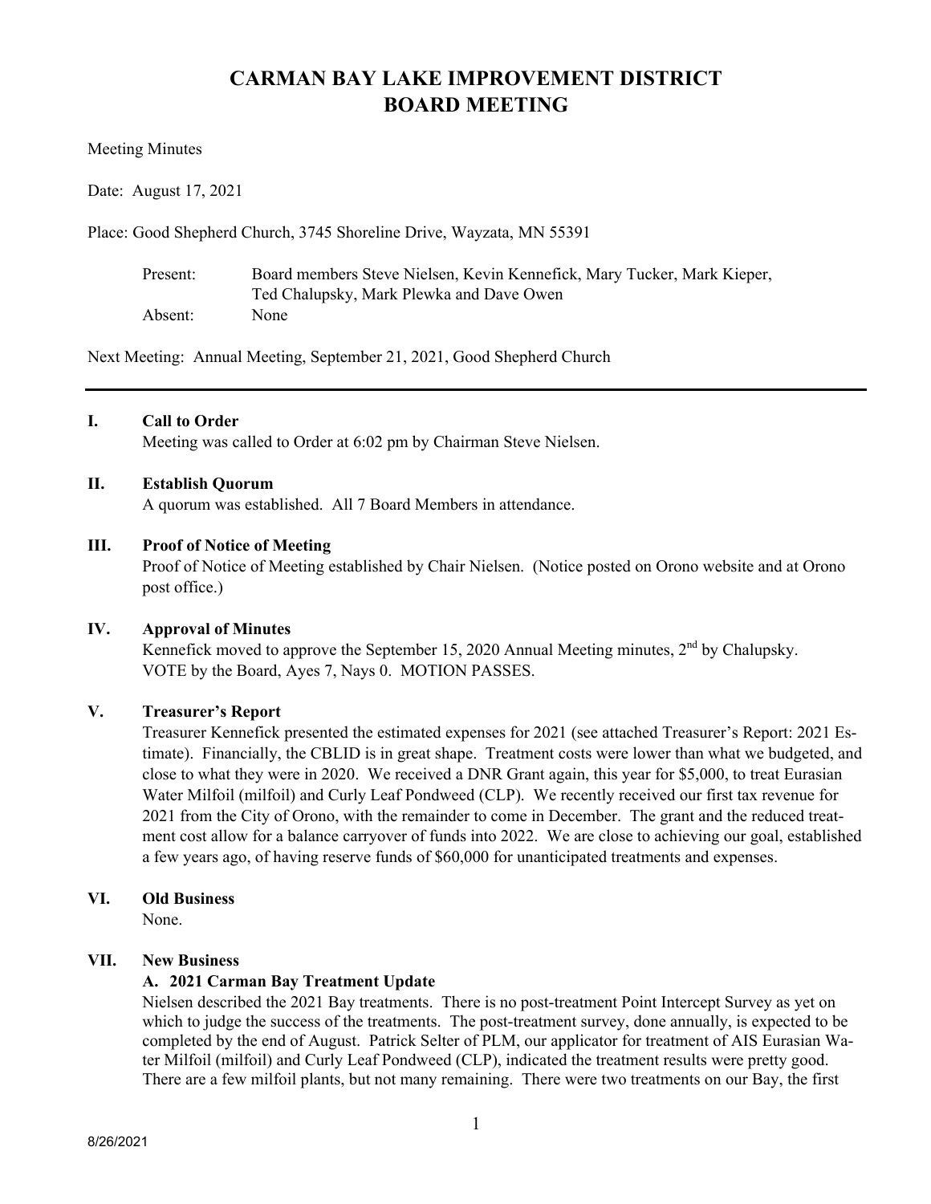# CARMAN BAY LAKE IMPROVEMENT DISTRICT
# BOARD MEETING

Meeting Minutes

Date: August 17, 2021

Place: Good Shepherd Church, 3745 Shoreline Drive, Wayzata, MN 55391

| | |
|---|---|
| Present: | Board members Steve Nielsen, Kevin Kennefick, Mary Tucker, Mark Kieper, Ted Chalupsky, Mark Plewka and Dave Owen |
| Absent: | None |

Next Meeting: Annual Meeting, September 21, 2021, Good Shepherd Church

---

## I. Call to Order

Meeting was called to Order at 6:02 pm by Chairman Steve Nielsen.

## II. Establish Quorum

A quorum was established. All 7 Board Members in attendance.

## III. Proof of Notice of Meeting

Proof of Notice of Meeting established by Chair Nielsen. (Notice posted on Orono website and at Orono post office.)

## IV. Approval of Minutes

Kennefick moved to approve the September 15, 2020 Annual Meeting minutes, 2nd by Chalupsky. VOTE by the Board, Ayes 7, Nays 0. MOTION PASSES.

## V. Treasurer's Report

Treasurer Kennefick presented the estimated expenses for 2021 (see attached Treasurer's Report: 2021 Estimate). Financially, the CBLID is in great shape. Treatment costs were lower than what we budgeted, and close to what they were in 2020. We received a DNR Grant again, this year for $5,000, to treat Eurasian Water Milfoil (milfoil) and Curly Leaf Pondweed (CLP). We recently received our first tax revenue for 2021 from the City of Orono, with the remainder to come in December. The grant and the reduced treatment cost allow for a balance carryover of funds into 2022. We are close to achieving our goal, established a few years ago, of having reserve funds of $60,000 for unanticipated treatments and expenses.

## VI. Old Business

None.

## VII. New Business

### A. 2021 Carman Bay Treatment Update

Nielsen described the 2021 Bay treatments. There is no post-treatment Point Intercept Survey as yet on which to judge the success of the treatments. The post-treatment survey, done annually, is expected to be completed by the end of August. Patrick Selter of PLM, our applicator for treatment of AIS Eurasian Water Milfoil (milfoil) and Curly Leaf Pondweed (CLP), indicated the treatment results were pretty good. There are a few milfoil plants, but not many remaining. There were two treatments on our Bay, the first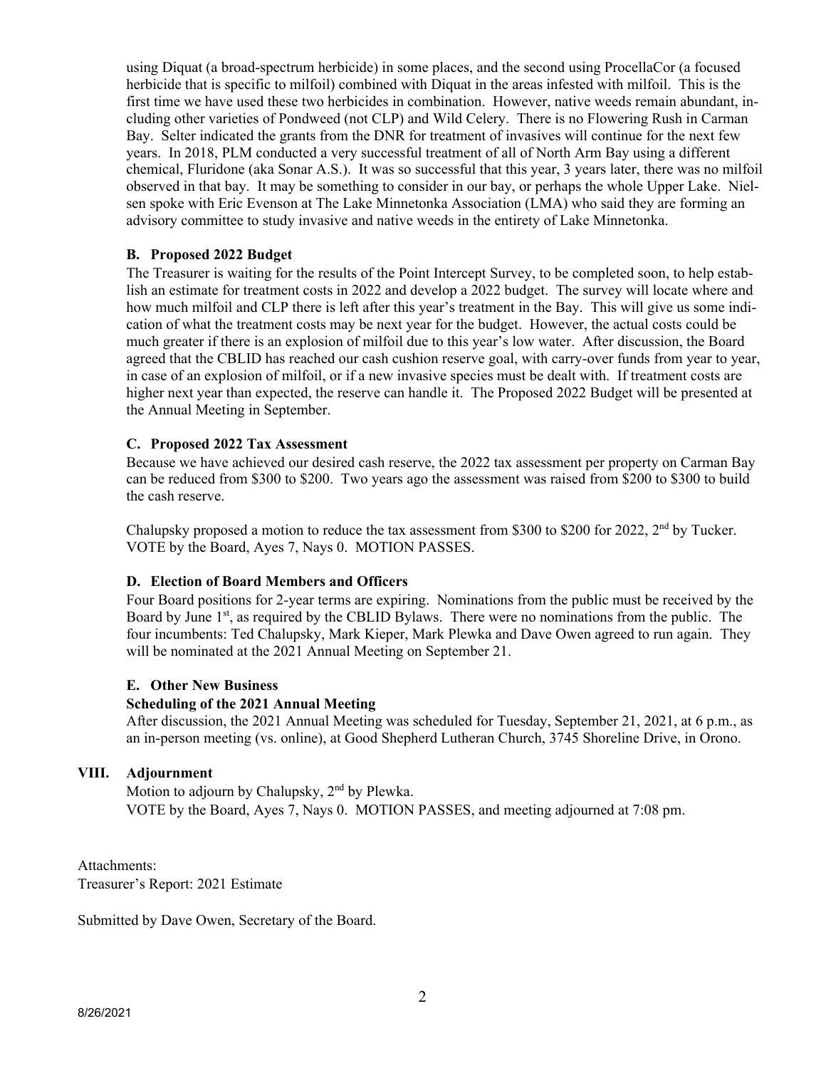using Diquat (a broad-spectrum herbicide) in some places, and the second using ProcellaCor (a focused herbicide that is specific to milfoil) combined with Diquat in the areas infested with milfoil. This is the first time we have used these two herbicides in combination. However, native weeds remain abundant, including other varieties of Pondweed (not CLP) and Wild Celery. There is no Flowering Rush in Carman Bay. Selter indicated the grants from the DNR for treatment of invasives will continue for the next few years. In 2018, PLM conducted a very successful treatment of all of North Arm Bay using a different chemical, Fluridone (aka Sonar A.S.). It was so successful that this year, 3 years later, there was no milfoil observed in that bay. It may be something to consider in our bay, or perhaps the whole Upper Lake. Nielsen spoke with Eric Evenson at The Lake Minnetonka Association (LMA) who said they are forming an advisory committee to study invasive and native weeds in the entirety of Lake Minnetonka.

**B. Proposed 2022 Budget**

The Treasurer is waiting for the results of the Point Intercept Survey, to be completed soon, to help establish an estimate for treatment costs in 2022 and develop a 2022 budget. The survey will locate where and how much milfoil and CLP there is left after this year's treatment in the Bay. This will give us some indication of what the treatment costs may be next year for the budget. However, the actual costs could be much greater if there is an explosion of milfoil due to this year's low water. After discussion, the Board agreed that the CBLID has reached our cash cushion reserve goal, with carry-over funds from year to year, in case of an explosion of milfoil, or if a new invasive species must be dealt with. If treatment costs are higher next year than expected, the reserve can handle it. The Proposed 2022 Budget will be presented at the Annual Meeting in September.

**C. Proposed 2022 Tax Assessment**

Because we have achieved our desired cash reserve, the 2022 tax assessment per property on Carman Bay can be reduced from $300 to $200. Two years ago the assessment was raised from $200 to $300 to build the cash reserve.

Chalupsky proposed a motion to reduce the tax assessment from $300 to $200 for 2022, 2nd by Tucker. VOTE by the Board, Ayes 7, Nays 0. MOTION PASSES.

**D. Election of Board Members and Officers**

Four Board positions for 2-year terms are expiring. Nominations from the public must be received by the Board by June 1st, as required by the CBLID Bylaws. There were no nominations from the public. The four incumbents: Ted Chalupsky, Mark Kieper, Mark Plewka and Dave Owen agreed to run again. They will be nominated at the 2021 Annual Meeting on September 21.

**E. Other New Business**

**Scheduling of the 2021 Annual Meeting**

After discussion, the 2021 Annual Meeting was scheduled for Tuesday, September 21, 2021, at 6 p.m., as an in-person meeting (vs. online), at Good Shepherd Lutheran Church, 3745 Shoreline Drive, in Orono.

## VIII. Adjournment

Motion to adjourn by Chalupsky, 2nd by Plewka.
VOTE by the Board, Ayes 7, Nays 0. MOTION PASSES, and meeting adjourned at 7:08 pm.

Attachments:
Treasurer's Report: 2021 Estimate

Submitted by Dave Owen, Secretary of the Board.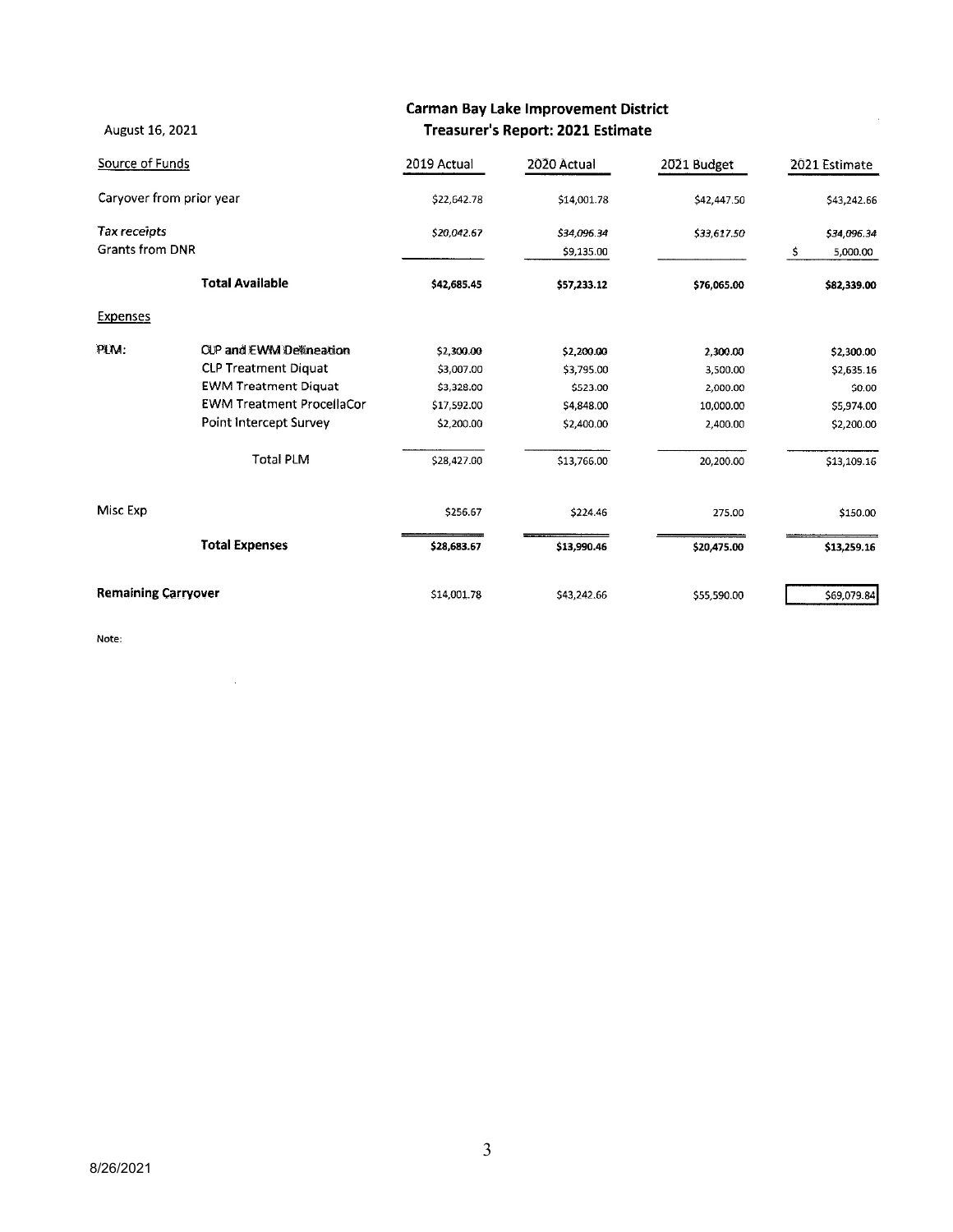August 16, 2021

# Carman Bay Lake Improvement District
## Treasurer's Report: 2021 Estimate

| Source of Funds | | 2019 Actual | 2020 Actual | 2021 Budget | 2021 Estimate |
|---|---|---|---|---|---|
| Caryover from prior year | | $22,642.78 | $14,001.78 | $42,447.50 | $43,242.66 |
| *Tax receipts* | | *$20,042.67* | *$34,096.34* | *$33,617.50* | *$34,096.34* |
| Grants from DNR | | | $9,135.00 | | $ 5,000.00 |
| | **Total Available** | **$42,685.45** | **$57,233.12** | **$76,065.00** | **$82,339.00** |
| Expenses | | | | | |
| PLM: | CLP and EWM Delineation | $2,300.00 | $2,200.00 | 2,300.00 | $2,300.00 |
| | CLP Treatment Diquat | $3,007.00 | $3,795.00 | 3,500.00 | $2,635.16 |
| | EWM Treatment Diquat | $3,328.00 | $523.00 | 2,000.00 | $0.00 |
| | EWM Treatment ProcellaCor | $17,592.00 | $4,848.00 | 10,000.00 | $5,974.00 |
| | Point Intercept Survey | $2,200.00 | $2,400.00 | 2,400.00 | $2,200.00 |
| | Total PLM | $28,427.00 | $13,766.00 | 20,200.00 | $13,109.16 |
| Misc Exp | | $256.67 | $224.46 | 275.00 | $150.00 |
| | **Total Expenses** | **$28,683.67** | **$13,990.46** | **$20,475.00** | **$13,259.16** |
| **Remaining Carryover** | | $14,001.78 | $43,242.66 | $55,590.00 | $69,079.84 |

Note:

8/26/2021